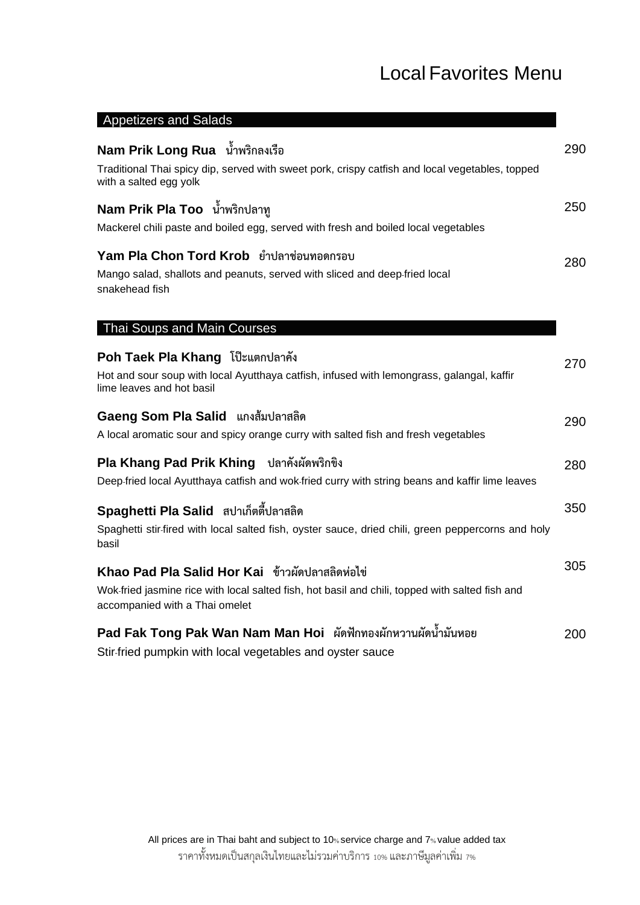# Local Favorites Menu

## Appetizers and Salads

**Nam Prik Long Rua** น้ำพริกลงเรือ — 290

Traditional Thai spicy dip, served with sweet pork, crispy catfish and local vegetables, topped with a salted egg yolk

**Nam Prik Pla Too** น้ำพริกปลาทู — 250

Mackerel chili paste and boiled egg, served with fresh and boiled local vegetables

**Yam Pla Chon Tord Krob** ยำปลาช่อนทอดกรอบ — 280

Mango salad, shallots and peanuts, served with sliced and deep-fried local snakehead fish

## Thai Soups and Main Courses

**Poh Taek Pla Khang** โป๊ะแตกปลาคัง — 270

Hot and sour soup with local Ayutthaya catfish, infused with lemongrass, galangal, kaffir lime leaves and hot basil

**Gaeng Som Pla Salid** แกงส้มปลาสลิด — 290

A local aromatic sour and spicy orange curry with salted fish and fresh vegetables

**Pla Khang Pad Prik Khing** ปลาคังผัดพริกขิง — 280

Deep-fried local Ayutthaya catfish and wok-fried curry with string beans and kaffir lime leaves

**Spaghetti Pla Salid** สปาเก็ตตี้ปลาสลิด — 350

Spaghetti stir-fired with local salted fish, oyster sauce, dried chili, green peppercorns and holy basil

**Khao Pad Pla Salid Hor Kai** ข้าวผัดปลาสลิดห่อไข่ — 305

Wok-fried jasmine rice with local salted fish, hot basil and chili, topped with salted fish and accompanied with a Thai omelet

**Pad Fak Tong Pak Wan Nam Man Hoi** ผัดฟักทองผักหวานผัดน้ำมันหอย — 200

Stir-fried pumpkin with local vegetables and oyster sauce

All prices are in Thai baht and subject to 10% service charge and 7% value added tax

ราคาทั้งหมดเป็นสกุลเงินไทยและไม่รวมค่าบริการ 10% และภาษีมูลค่าเพิ่ม 7%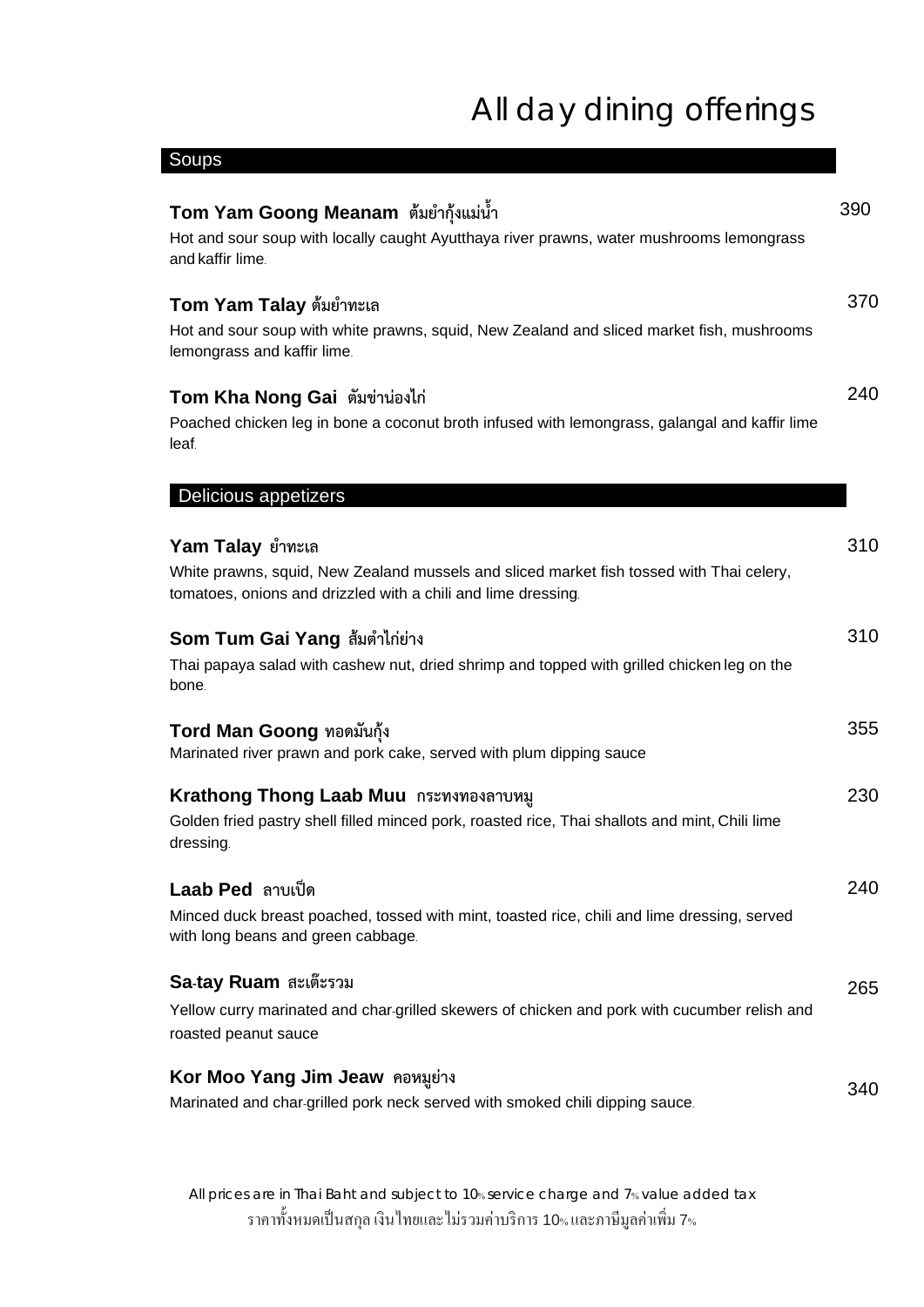# All day dining offerings

## Soups

**Tom Yam Goong Meanam ต้มยำกุ้งแม่น้ำ** 390

Hot and sour soup with locally caught Ayutthaya river prawns, water mushrooms lemongrass and kaffir lime.

**Tom Yam Talay ต้มยำทะเล** 370

Hot and sour soup with white prawns, squid, New Zealand and sliced market fish, mushrooms lemongrass and kaffir lime.

**Tom Kha Nong Gai ต้มข่าน่องไก่** 240

Poached chicken leg in bone a coconut broth infused with lemongrass, galangal and kaffir lime leaf.

## Delicious appetizers

**Yam Talay ยำทะเล** 310

White prawns, squid, New Zealand mussels and sliced market fish tossed with Thai celery, tomatoes, onions and drizzled with a chili and lime dressing.

**Som Tum Gai Yang ส้มตำไก่ย่าง** 310

Thai papaya salad with cashew nut, dried shrimp and topped with grilled chicken leg on the bone.

**Tord Man Goong ทอดมันกุ้ง** 355

Marinated river prawn and pork cake, served with plum dipping sauce

**Krathong Thong Laab Muu กระทงทองลาบหมู** 230

Golden fried pastry shell filled minced pork, roasted rice, Thai shallots and mint, Chili lime dressing.

**Laab Ped ลาบเป็ด** 240

Minced duck breast poached, tossed with mint, toasted rice, chili and lime dressing, served with long beans and green cabbage.

**Sa-tay Ruam สะเต๊ะรวม** 265

Yellow curry marinated and char-grilled skewers of chicken and pork with cucumber relish and roasted peanut sauce

**Kor Moo Yang Jim Jeaw คอหมูย่าง** 340

Marinated and char-grilled pork neck served with smoked chili dipping sauce.

All prices are in Thai Baht and subject to 10% service charge and 7% value added tax

ราคาทั้งหมดเป็นสกุล เงินไทยและไม่รวมค่าบริการ 10% และภาษีมูลค่าเพิ่ม 7%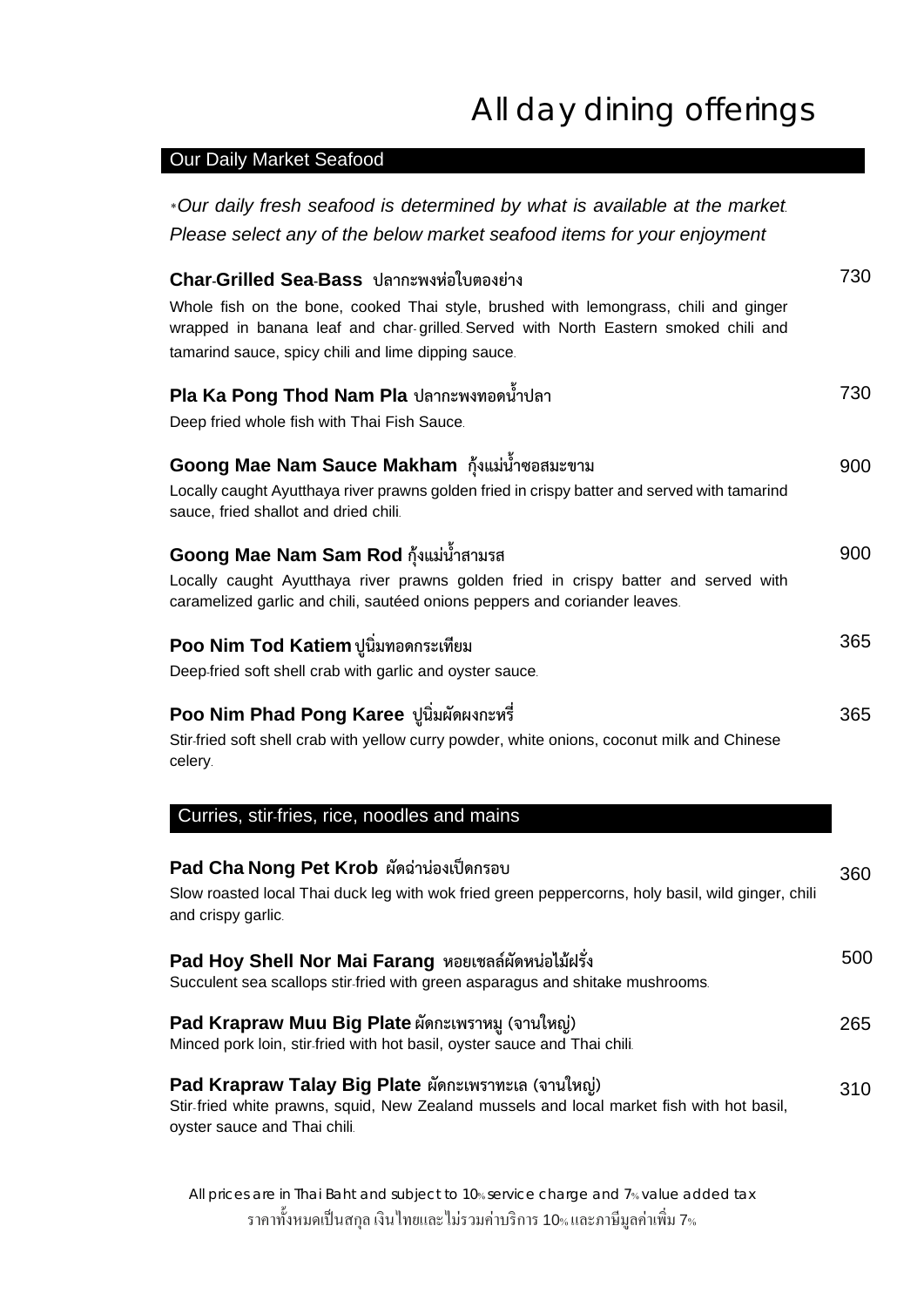# All day dining offerings

## Our Daily Market Seafood

*\*Our daily fresh seafood is determined by what is available at the market. Please select any of the below market seafood items for your enjoyment*

**Char-Grilled Sea-Bass ปลากะพงห่อใบตองย่าง** 730

Whole fish on the bone, cooked Thai style, brushed with lemongrass, chili and ginger wrapped in banana leaf and char-grilled. Served with North Eastern smoked chili and tamarind sauce, spicy chili and lime dipping sauce.

**Pla Ka Pong Thod Nam Pla ปลากะพงทอดน้ำปลา** 730

Deep fried whole fish with Thai Fish Sauce.

**Goong Mae Nam Sauce Makham กุ้งแม่น้ำซอสมะขาม** 900

Locally caught Ayutthaya river prawns golden fried in crispy batter and served with tamarind sauce, fried shallot and dried chili.

**Goong Mae Nam Sam Rod กุ้งแม่น้ำสามรส** 900

Locally caught Ayutthaya river prawns golden fried in crispy batter and served with caramelized garlic and chili, sautéed onions peppers and coriander leaves.

**Poo Nim Tod Katiem ปูนิ่มทอดกระเทียม** 365

Deep-fried soft shell crab with garlic and oyster sauce.

**Poo Nim Phad Pong Karee ปูนิ่มผัดผงกะหรี่** 365

Stir-fried soft shell crab with yellow curry powder, white onions, coconut milk and Chinese celery.

## Curries, stir-fries, rice, noodles and mains

**Pad Cha Nong Pet Krob ผัดฉ่าน่องเป็ดกรอบ** 360

Slow roasted local Thai duck leg with wok fried green peppercorns, holy basil, wild ginger, chili and crispy garlic.

**Pad Hoy Shell Nor Mai Farang หอยเชลล์ผัดหน่อไม้ฝรั่ง** 500

Succulent sea scallops stir-fried with green asparagus and shitake mushrooms.

**Pad Krapraw Muu Big Plate ผัดกะเพราหมู (จานใหญ่)** 265

Minced pork loin, stir-fried with hot basil, oyster sauce and Thai chili.

**Pad Krapraw Talay Big Plate ผัดกะเพราทะเล (จานใหญ่)** 310

Stir-fried white prawns, squid, New Zealand mussels and local market fish with hot basil, oyster sauce and Thai chili.

All prices are in Thai Baht and subject to 10% service charge and 7% value added tax

ราคาทั้งหมดเป็นสกุลเงินไทยและไม่รวมค่าบริการ 10% และภาษีมูลค่าเพิ่ม 7%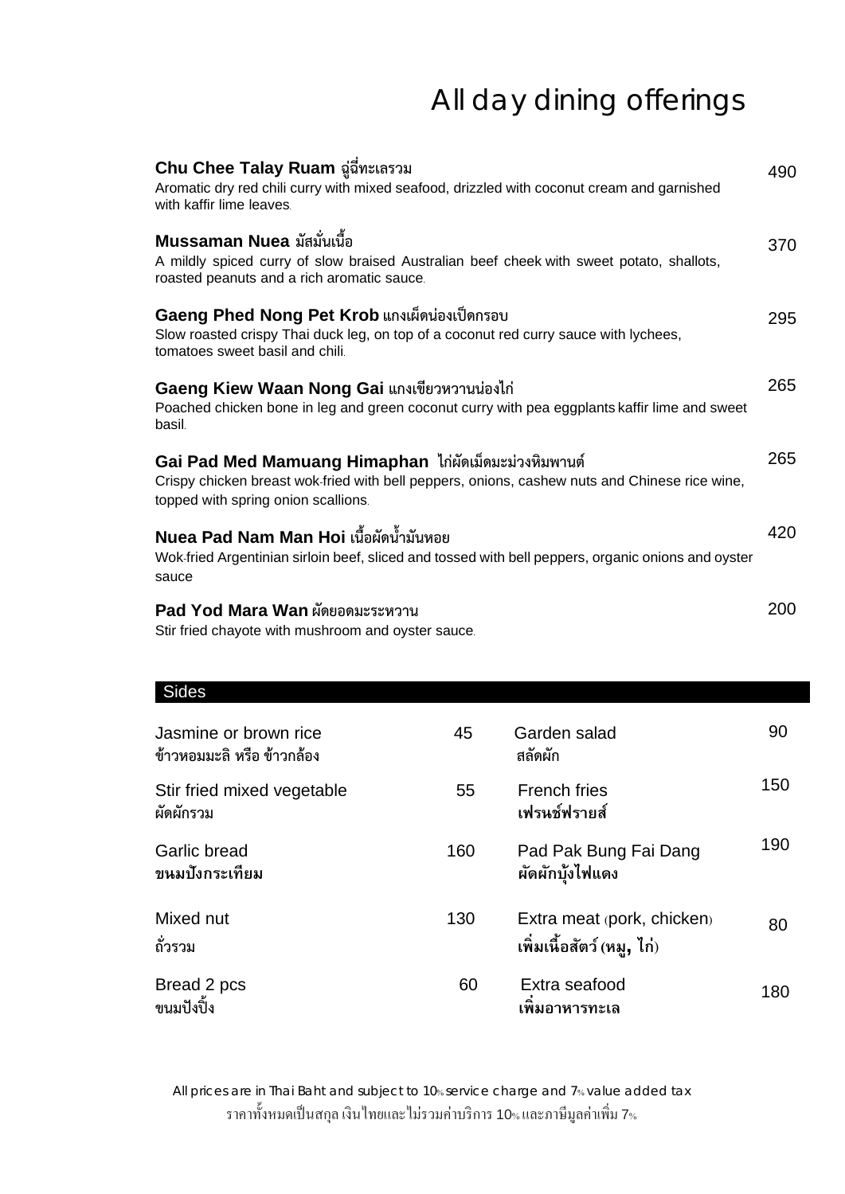# All day dining offerings

**Chu Chee Talay Ruam** ฉู่ฉี่ทะเลรวม — 490
Aromatic dry red chili curry with mixed seafood, drizzled with coconut cream and garnished with kaffir lime leaves.

**Mussaman Nuea** มัสมั่นเนื้อ — 370
A mildly spiced curry of slow braised Australian beef cheek with sweet potato, shallots, roasted peanuts and a rich aromatic sauce.

**Gaeng Phed Nong Pet Krob** แกงเผ็ดน่องเป็ดกรอบ — 295
Slow roasted crispy Thai duck leg, on top of a coconut red curry sauce with lychees, tomatoes sweet basil and chili.

**Gaeng Kiew Waan Nong Gai** แกงเขียวหวานน่องไก่ — 265
Poached chicken bone in leg and green coconut curry with pea eggplants kaffir lime and sweet basil.

**Gai Pad Med Mamuang Himaphan** ไก่ผัดเม็ดมะม่วงหิมพานต์ — 265
Crispy chicken breast wok-fried with bell peppers, onions, cashew nuts and Chinese rice wine, topped with spring onion scallions.

**Nuea Pad Nam Man Hoi** เนื้อผัดน้ำมันหอย — 420
Wok-fried Argentinian sirloin beef, sliced and tossed with bell peppers, organic onions and oyster sauce

**Pad Yod Mara Wan** ผัดยอดมะระหวาน — 200
Stir fried chayote with mushroom and oyster sauce.

## Sides

| Item | Price | Item | Price |
|---|---|---|---|
| Jasmine or brown rice<br>ข้าวหอมมะลิ หรือ ข้าวกล้อง | 45 | Garden salad<br>สลัดผัก | 90 |
| Stir fried mixed vegetable<br>ผัดผักรวม | 55 | French fries<br>เฟรนช์ฟรายส์ | 150 |
| Garlic bread<br>ขนมปังกระเทียม | 160 | Pad Pak Bung Fai Dang<br>ผัดผักบุ้งไฟแดง | 190 |
| Mixed nut<br>ถั่วรวม | 130 | Extra meat (pork, chicken)<br>เพิ่มเนื้อสัตว์ (หมู, ไก่) | 80 |
| Bread 2 pcs<br>ขนมปังปิ้ง | 60 | Extra seafood<br>เพิ่มอาหารทะเล | 180 |

*All prices are in Thai Baht and subject to 10% service charge and 7% value added tax*
ราคาทั้งหมดเป็นสกุล เงินไทยและไม่รวมค่าบริการ 10% และภาษีมูลค่าเพิ่ม 7%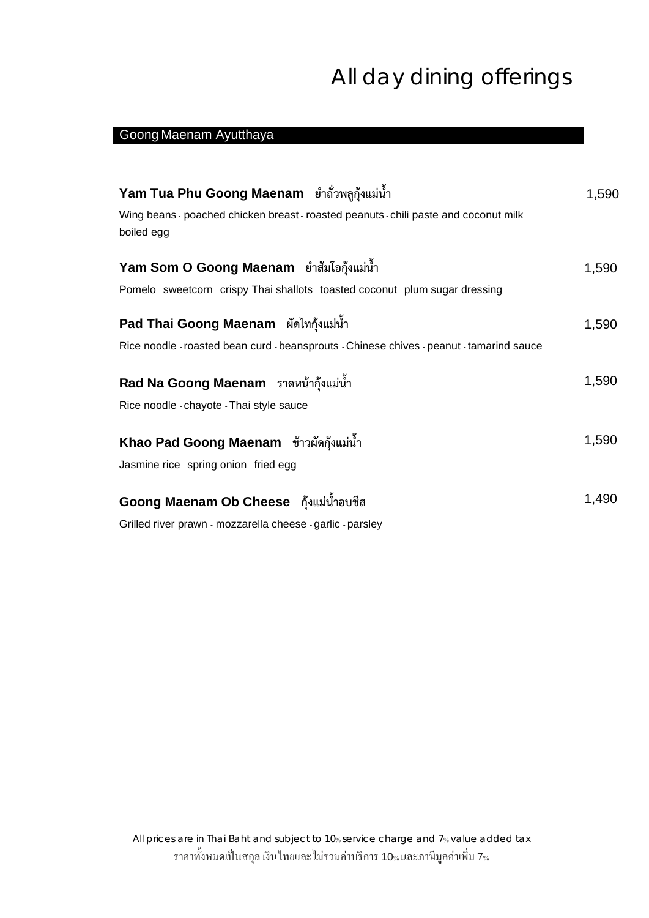# All day dining offerings

## Goong Maenam Ayutthaya

**Yam Tua Phu Goong Maenam** ยำถั่วพลูกุ้งแม่น้ำ 1,590

Wing beans - poached chicken breast - roasted peanuts - chili paste and coconut milk boiled egg

**Yam Som O Goong Maenam** ยำส้มโอกุ้งแม่น้ำ 1,590

Pomelo - sweetcorn - crispy Thai shallots - toasted coconut - plum sugar dressing

**Pad Thai Goong Maenam** ผัดไทกุ้งแม่น้ำ 1,590

Rice noodle - roasted bean curd - beansprouts - Chinese chives - peanut - tamarind sauce

**Rad Na Goong Maenam** ราดหน้ากุ้งแม่น้ำ 1,590

Rice noodle - chayote - Thai style sauce

**Khao Pad Goong Maenam** ข้าวผัดกุ้งแม่น้ำ 1,590

Jasmine rice - spring onion - fried egg

**Goong Maenam Ob Cheese** กุ้งแม่น้ำอบชีส 1,490

Grilled river prawn - mozzarella cheese - garlic - parsley

All prices are in Thai Baht and subject to 10% service charge and 7% value added tax
ราคาทั้งหมดเป็นสกุล เงินไทยและไม่รวมค่าบริการ 10% และภาษีมูลค่าเพิ่ม 7%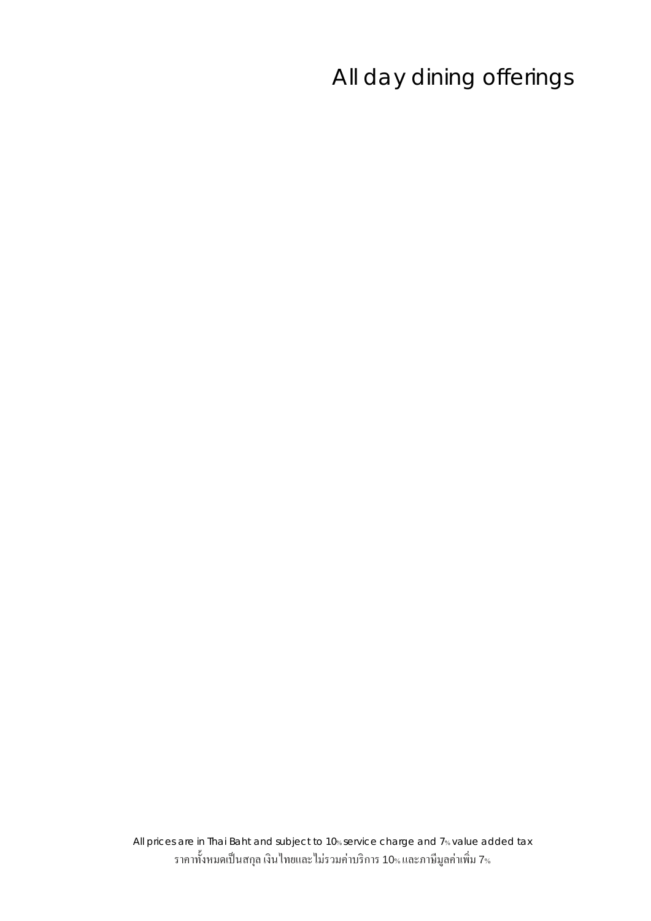# All day dining offerings

All prices are in Thai Baht and subject to 10% service charge and 7% value added tax

ราคาทั้งหมดเป็นสกุล เงินไทยและไม่รวมค่าบริการ 10% และภาษีมูลค่าเพิ่ม 7%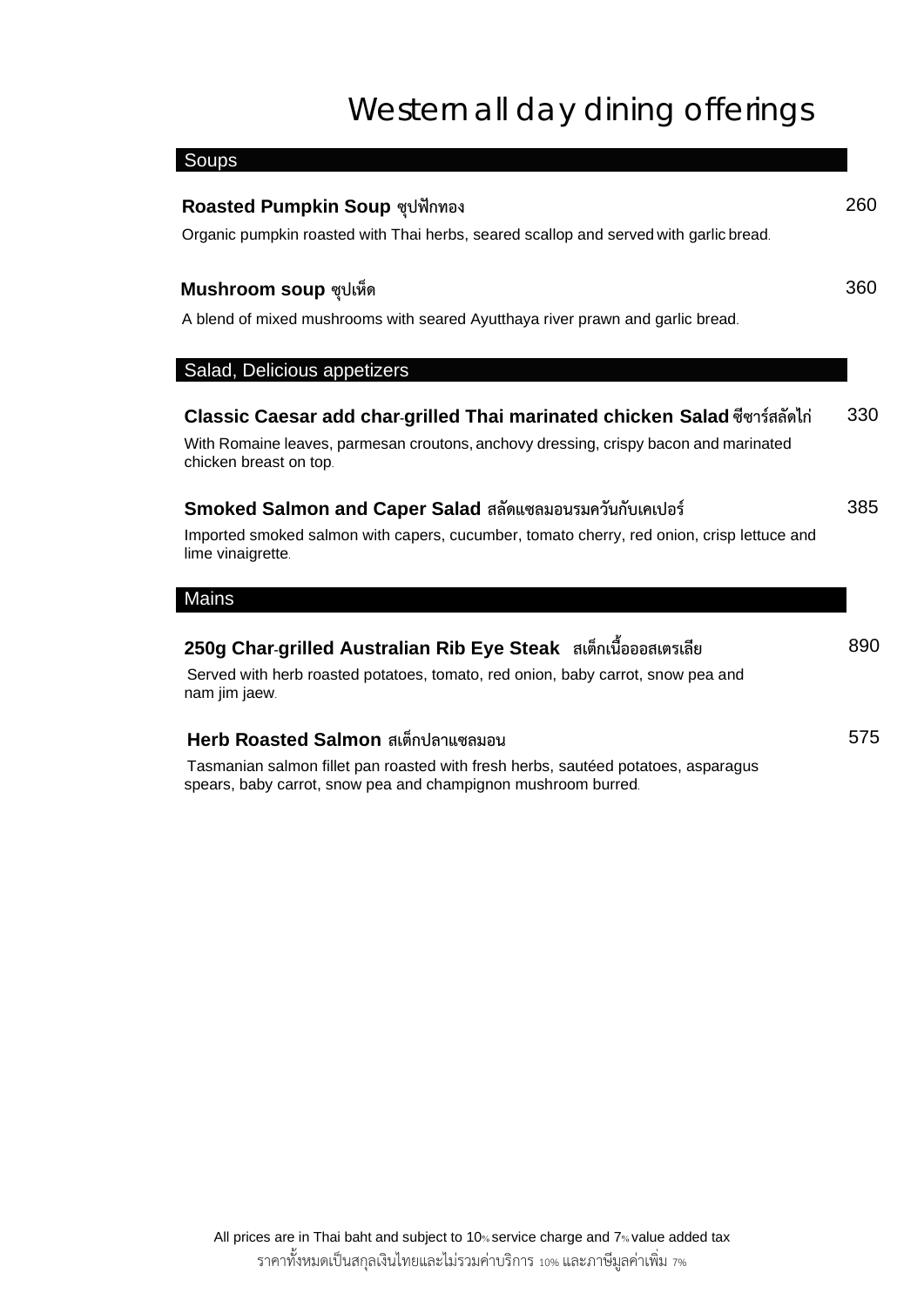# Western all day dining offerings

## Soups

**Roasted Pumpkin Soup ซุปฟักทอง** 260

Organic pumpkin roasted with Thai herbs, seared scallop and served with garlic bread.

**Mushroom soup ซุปเห็ด** 360

A blend of mixed mushrooms with seared Ayutthaya river prawn and garlic bread.

## Salad, Delicious appetizers

**Classic Caesar add char-grilled Thai marinated chicken Salad ซีซาร์สลัดไก่** 330

With Romaine leaves, parmesan croutons, anchovy dressing, crispy bacon and marinated chicken breast on top.

**Smoked Salmon and Caper Salad สลัดแซลมอนรมควันกับเคเปอร์** 385

Imported smoked salmon with capers, cucumber, tomato cherry, red onion, crisp lettuce and lime vinaigrette.

## Mains

**250g Char-grilled Australian Rib Eye Steak สเต็กเนื้อออสเตรเลีย** 890

Served with herb roasted potatoes, tomato, red onion, baby carrot, snow pea and nam jim jaew.

**Herb Roasted Salmon สเต็กปลาแซลมอน** 575

Tasmanian salmon fillet pan roasted with fresh herbs, sautéed potatoes, asparagus spears, baby carrot, snow pea and champignon mushroom burred.

All prices are in Thai baht and subject to 10% service charge and 7% value added tax

ราคาทั้งหมดเป็นสกุลเงินไทยและไม่รวมค่าบริการ 10% และภาษีมูลค่าเพิ่ม 7%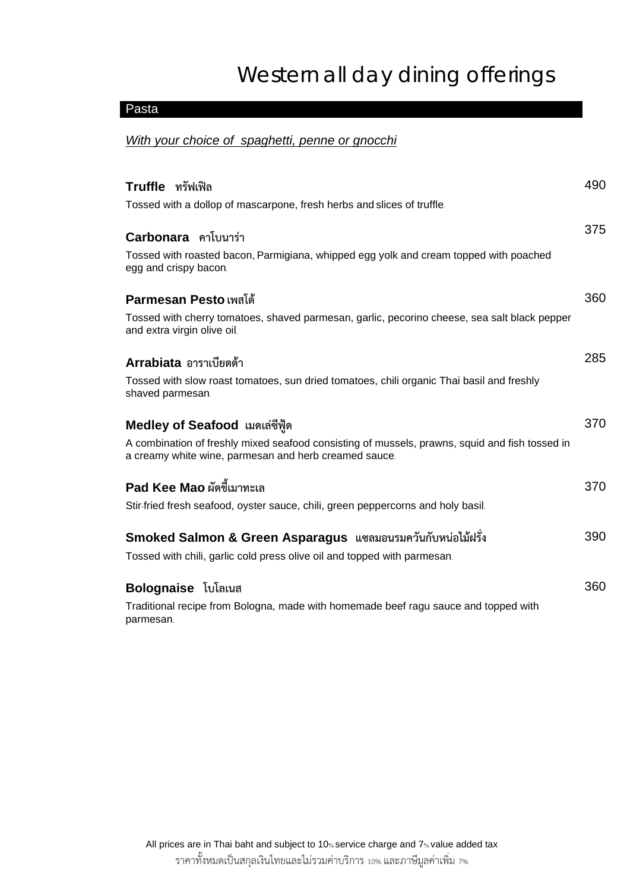# Western all day dining offerings

## Pasta

*With your choice of spaghetti, penne or gnocchi*

**Truffle** ทรัฟเฟิล — 490

Tossed with a dollop of mascarpone, fresh herbs and slices of truffle.

**Carbonara** คาโบนาร่า — 375

Tossed with roasted bacon, Parmigiana, whipped egg yolk and cream topped with poached egg and crispy bacon.

**Parmesan Pesto** เพสโต้ — 360

Tossed with cherry tomatoes, shaved parmesan, garlic, pecorino cheese, sea salt black pepper and extra virgin olive oil.

**Arrabiata** อาราเบียตต้า — 285

Tossed with slow roast tomatoes, sun dried tomatoes, chili organic Thai basil and freshly shaved parmesan.

**Medley of Seafood** เมดเล่ซีฟู้ด — 370

A combination of freshly mixed seafood consisting of mussels, prawns, squid and fish tossed in a creamy white wine, parmesan and herb creamed sauce.

**Pad Kee Mao** ผัดขี้เมาทะเล — 370

Stir-fried fresh seafood, oyster sauce, chili, green peppercorns and holy basil.

**Smoked Salmon & Green Asparagus** แซลมอนรมควันกับหน่อไม้ฝรั่ง — 390

Tossed with chili, garlic cold press olive oil and topped with parmesan.

**Bolognaise** โบโลเนส — 360

Traditional recipe from Bologna, made with homemade beef ragu sauce and topped with parmesan.

All prices are in Thai baht and subject to 10% service charge and 7% value added tax

ราคาทั้งหมดเป็นสกุลเงินไทยและไม่รวมค่าบริการ 10% และภาษีมูลค่าเพิ่ม 7%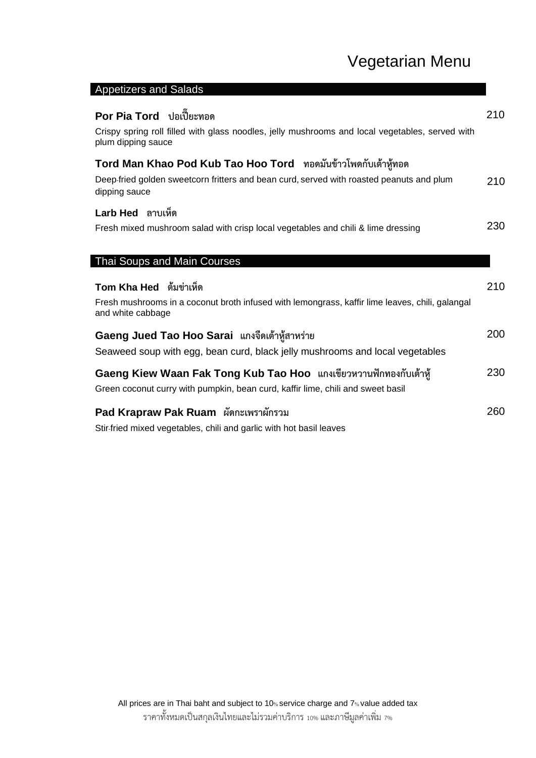# Vegetarian Menu

## Appetizers and Salads

**Por Pia Tord** ปอเปี๊ยะทอด — 210

Crispy spring roll filled with glass noodles, jelly mushrooms and local vegetables, served with plum dipping sauce

**Tord Man Khao Pod Kub Tao Hoo Tord** ทอดมันข้าวโพดกับเต้าหู้ทอด — 210

Deep-fried golden sweetcorn fritters and bean curd, served with roasted peanuts and plum dipping sauce

**Larb Hed** ลาบเห็ด — 230

Fresh mixed mushroom salad with crisp local vegetables and chili & lime dressing

## Thai Soups and Main Courses

**Tom Kha Hed** ต้มข่าเห็ด — 210

Fresh mushrooms in a coconut broth infused with lemongrass, kaffir lime leaves, chili, galangal and white cabbage

**Gaeng Jued Tao Hoo Sarai** แกงจืดเต้าหู้สาหร่าย — 200

Seaweed soup with egg, bean curd, black jelly mushrooms and local vegetables

**Gaeng Kiew Waan Fak Tong Kub Tao Hoo** แกงเขียวหวานฟักทองกับเต้าหู้ — 230

Green coconut curry with pumpkin, bean curd, kaffir lime, chili and sweet basil

**Pad Krapraw Pak Ruam** ผัดกะเพราผักรวม — 260

Stir-fried mixed vegetables, chili and garlic with hot basil leaves

All prices are in Thai baht and subject to 10% service charge and 7% value added tax

ราคาทั้งหมดเป็นสกุลเงินไทยและไม่รวมค่าบริการ 10% และภาษีมูลค่าเพิ่ม 7%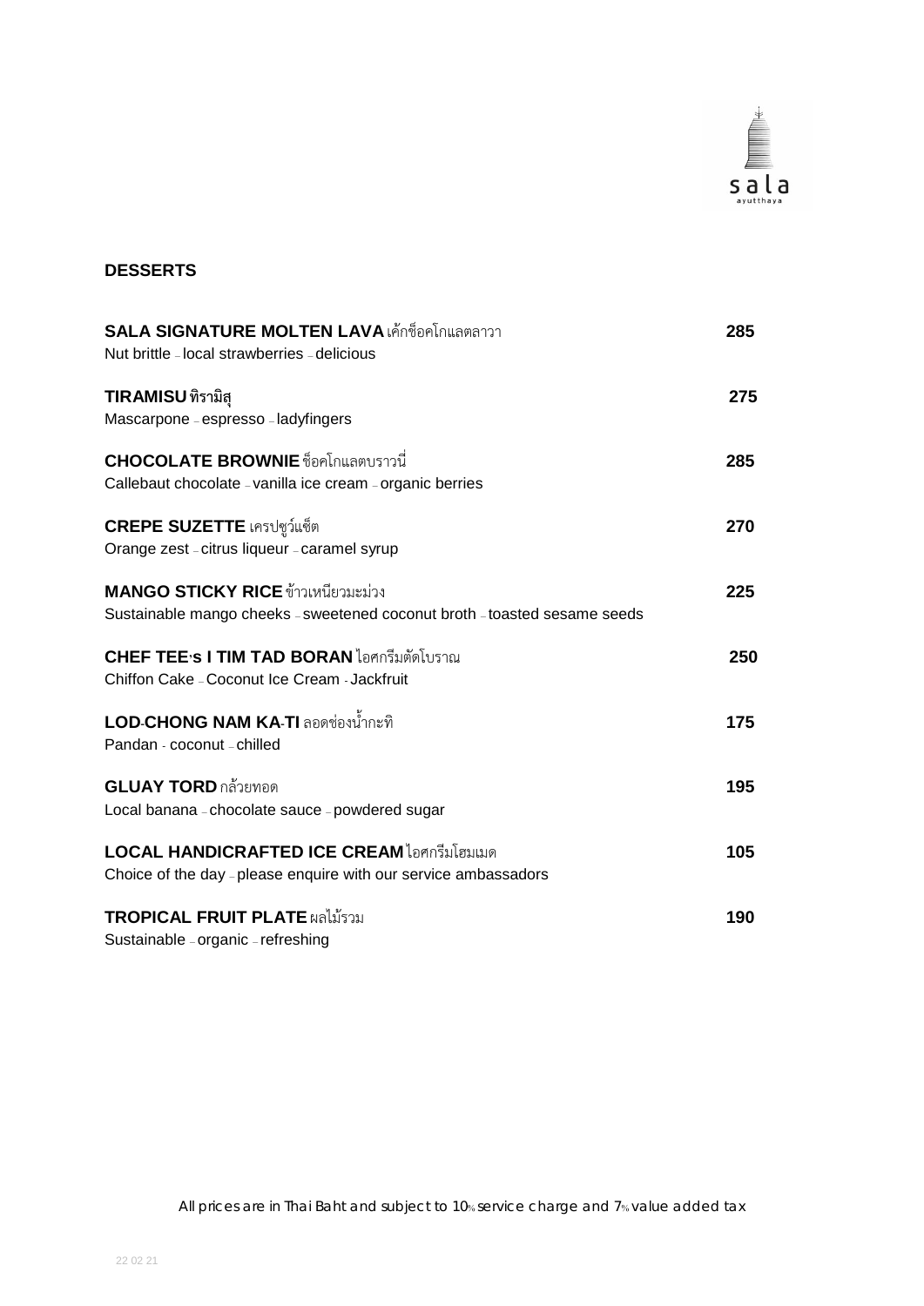## DESSERTS

**SALA SIGNATURE MOLTEN LAVA** เค้กช็อคโกแลตลาวา — **285**
Nut brittle – local strawberries – delicious

**TIRAMISU** ทิรามิสุ — **275**
Mascarpone – espresso – ladyfingers

**CHOCOLATE BROWNIE** ช็อคโกแลตบราวนี่ — **285**
Callebaut chocolate – vanilla ice cream – organic berries

**CREPE SUZETTE** เครปซูว์แซ็ต — **270**
Orange zest – citrus liqueur – caramel syrup

**MANGO STICKY RICE** ข้าวเหนียวมะม่วง — **225**
Sustainable mango cheeks – sweetened coconut broth – toasted sesame seeds

**CHEF TEE's I TIM TAD BORAN** ไอศกรีมตัดโบราณ — **250**
Chiffon Cake – Coconut Ice Cream - Jackfruit

**LOD-CHONG NAM KA-TI** ลอดช่องน้ำกะทิ — **175**
Pandan - coconut – chilled

**GLUAY TORD** กล้วยทอด — **195**
Local banana – chocolate sauce – powdered sugar

**LOCAL HANDICRAFTED ICE CREAM** ไอศกรีมโฮมเมด — **105**
Choice of the day – please enquire with our service ambassadors

**TROPICAL FRUIT PLATE** ผลไม้รวม — **190**
Sustainable – organic – refreshing

*All prices are in Thai Baht and subject to 10% service charge and 7% value added tax*

22 02 21